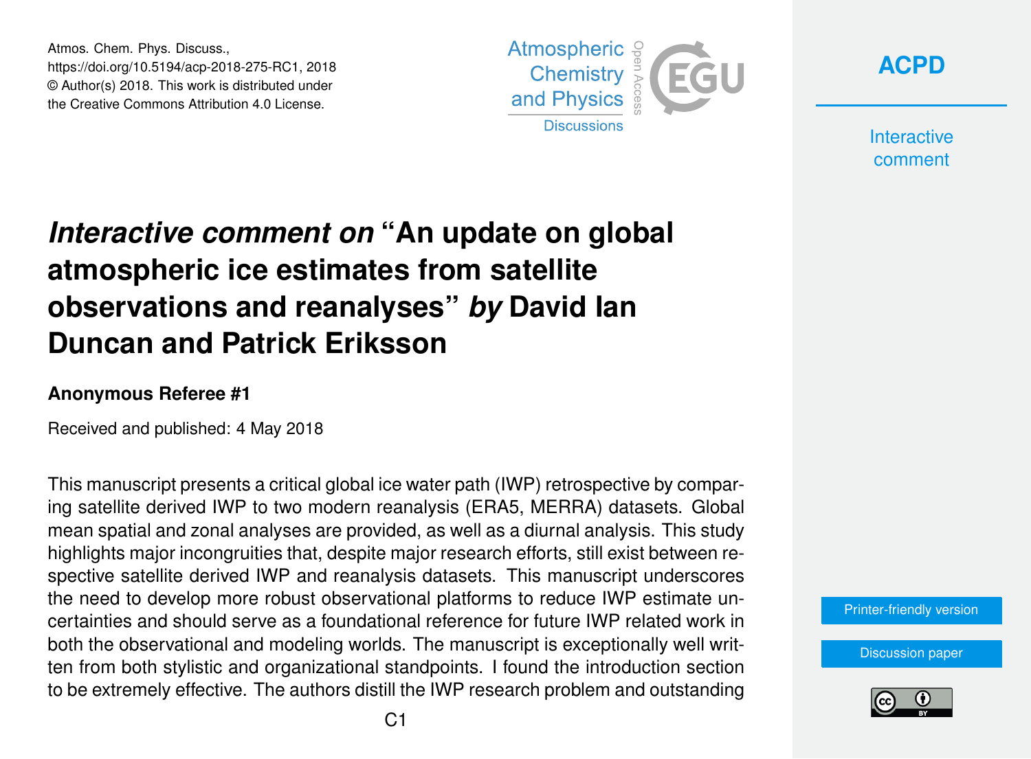Atmos. Chem. Phys. Discuss.,
https://doi.org/10.5194/acp-2018-275-RC1, 2018
© Author(s) 2018. This work is distributed under
the Creative Commons Attribution 4.0 License.

# *Interactive comment on* "An update on global atmospheric ice estimates from satellite observations and reanalyses" *by* David Ian Duncan and Patrick Eriksson

**Anonymous Referee #1**

Received and published: 4 May 2018

This manuscript presents a critical global ice water path (IWP) retrospective by comparing satellite derived IWP to two modern reanalysis (ERA5, MERRA) datasets. Global mean spatial and zonal analyses are provided, as well as a diurnal analysis. This study highlights major incongruities that, despite major research efforts, still exist between respective satellite derived IWP and reanalysis datasets. This manuscript underscores the need to develop more robust observational platforms to reduce IWP estimate uncertainties and should serve as a foundational reference for future IWP related work in both the observational and modeling worlds. The manuscript is exceptionally well written from both stylistic and organizational standpoints. I found the introduction section to be extremely effective. The authors distill the IWP research problem and outstanding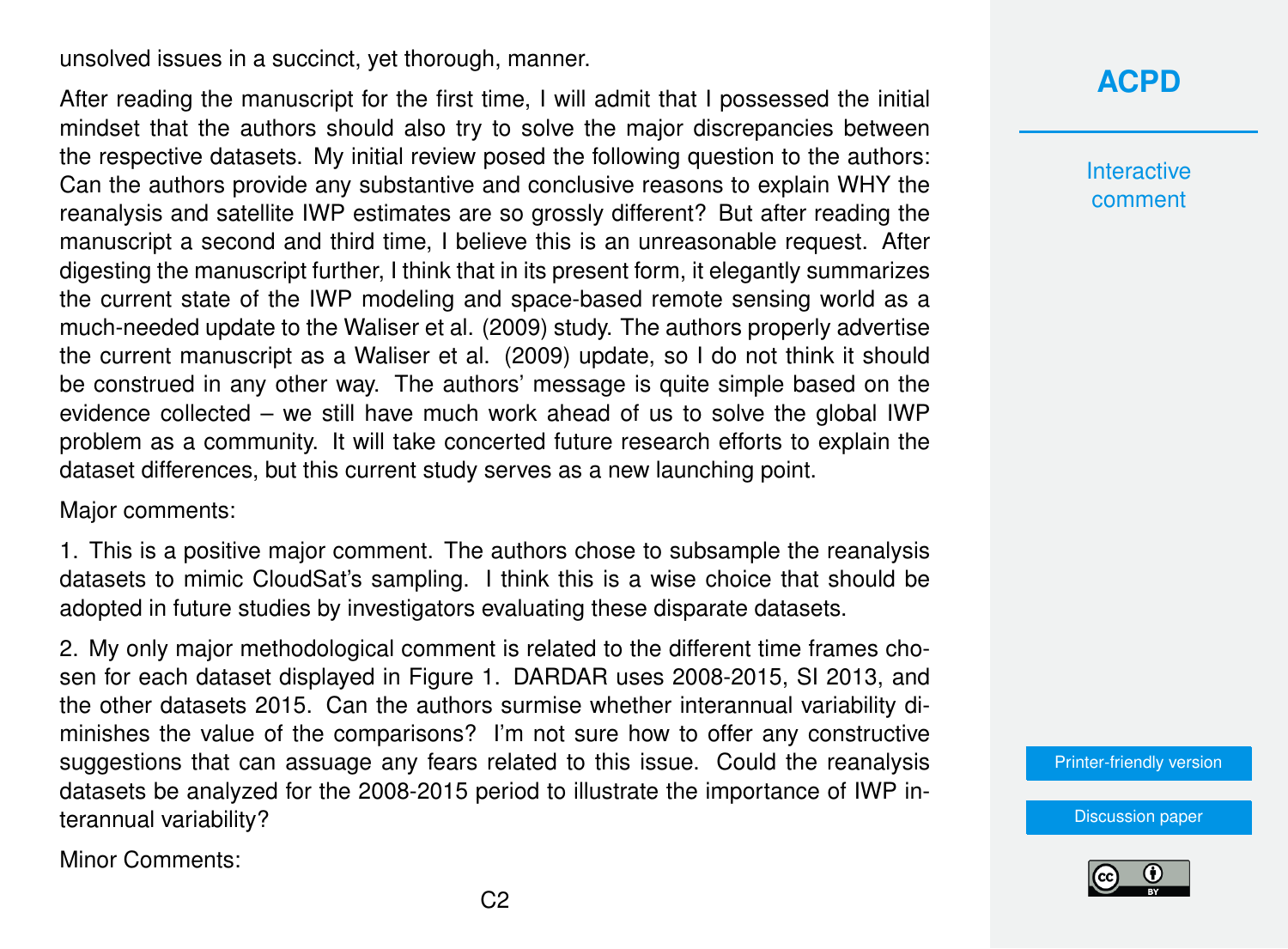unsolved issues in a succinct, yet thorough, manner.

After reading the manuscript for the first time, I will admit that I possessed the initial mindset that the authors should also try to solve the major discrepancies between the respective datasets. My initial review posed the following question to the authors: Can the authors provide any substantive and conclusive reasons to explain WHY the reanalysis and satellite IWP estimates are so grossly different? But after reading the manuscript a second and third time, I believe this is an unreasonable request. After digesting the manuscript further, I think that in its present form, it elegantly summarizes the current state of the IWP modeling and space-based remote sensing world as a much-needed update to the Waliser et al. (2009) study. The authors properly advertise the current manuscript as a Waliser et al. (2009) update, so I do not think it should be construed in any other way. The authors' message is quite simple based on the evidence collected – we still have much work ahead of us to solve the global IWP problem as a community. It will take concerted future research efforts to explain the dataset differences, but this current study serves as a new launching point.

Major comments:

1. This is a positive major comment. The authors chose to subsample the reanalysis datasets to mimic CloudSat's sampling. I think this is a wise choice that should be adopted in future studies by investigators evaluating these disparate datasets.

2. My only major methodological comment is related to the different time frames chosen for each dataset displayed in Figure 1. DARDAR uses 2008-2015, SI 2013, and the other datasets 2015. Can the authors surmise whether interannual variability diminishes the value of the comparisons? I'm not sure how to offer any constructive suggestions that can assuage any fears related to this issue. Could the reanalysis datasets be analyzed for the 2008-2015 period to illustrate the importance of IWP interannual variability?

Minor Comments: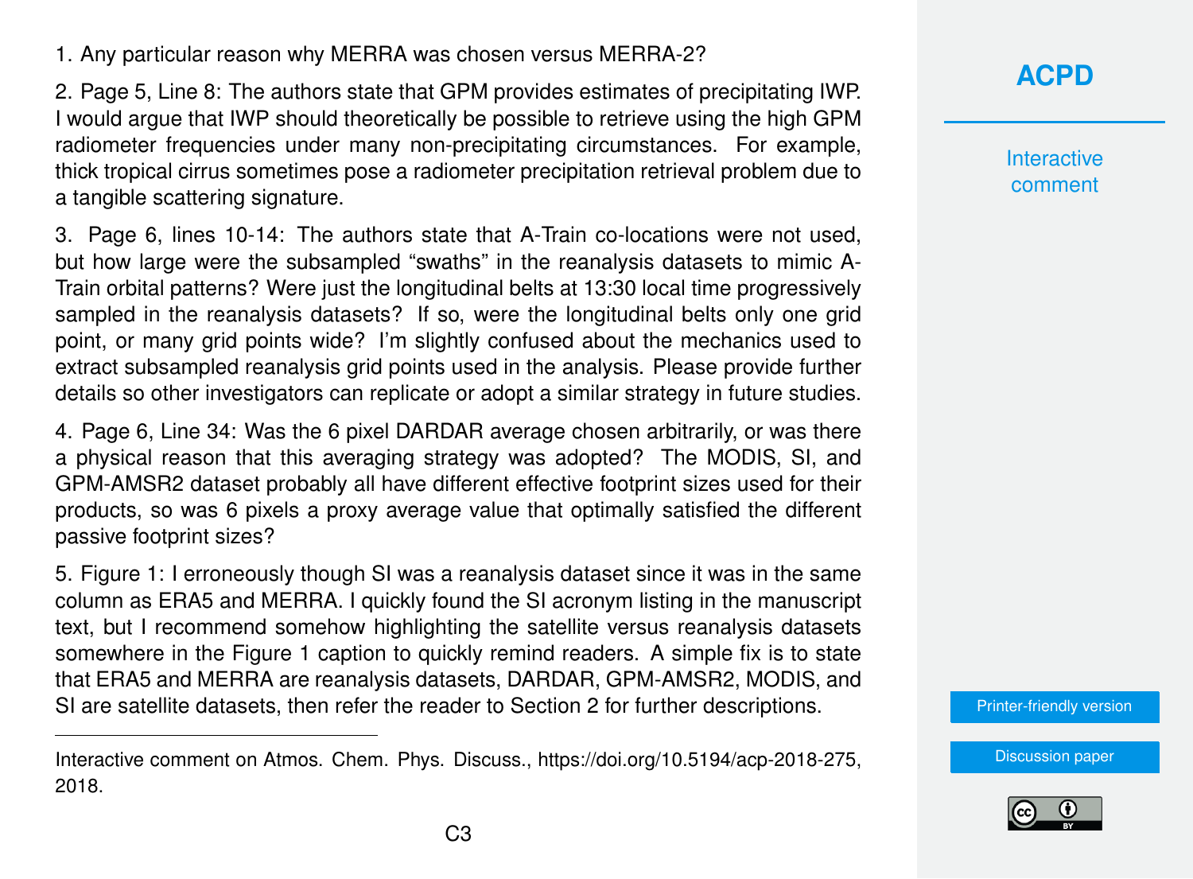1. Any particular reason why MERRA was chosen versus MERRA-2?

2. Page 5, Line 8: The authors state that GPM provides estimates of precipitating IWP. I would argue that IWP should theoretically be possible to retrieve using the high GPM radiometer frequencies under many non-precipitating circumstances. For example, thick tropical cirrus sometimes pose a radiometer precipitation retrieval problem due to a tangible scattering signature.

3. Page 6, lines 10-14: The authors state that A-Train co-locations were not used, but how large were the subsampled "swaths" in the reanalysis datasets to mimic A-Train orbital patterns? Were just the longitudinal belts at 13:30 local time progressively sampled in the reanalysis datasets? If so, were the longitudinal belts only one grid point, or many grid points wide? I'm slightly confused about the mechanics used to extract subsampled reanalysis grid points used in the analysis. Please provide further details so other investigators can replicate or adopt a similar strategy in future studies.

4. Page 6, Line 34: Was the 6 pixel DARDAR average chosen arbitrarily, or was there a physical reason that this averaging strategy was adopted? The MODIS, SI, and GPM-AMSR2 dataset probably all have different effective footprint sizes used for their products, so was 6 pixels a proxy average value that optimally satisfied the different passive footprint sizes?

5. Figure 1: I erroneously though SI was a reanalysis dataset since it was in the same column as ERA5 and MERRA. I quickly found the SI acronym listing in the manuscript text, but I recommend somehow highlighting the satellite versus reanalysis datasets somewhere in the Figure 1 caption to quickly remind readers. A simple fix is to state that ERA5 and MERRA are reanalysis datasets, DARDAR, GPM-AMSR2, MODIS, and SI are satellite datasets, then refer the reader to Section 2 for further descriptions.

---

Interactive comment on Atmos. Chem. Phys. Discuss., https://doi.org/10.5194/acp-2018-275, 2018.